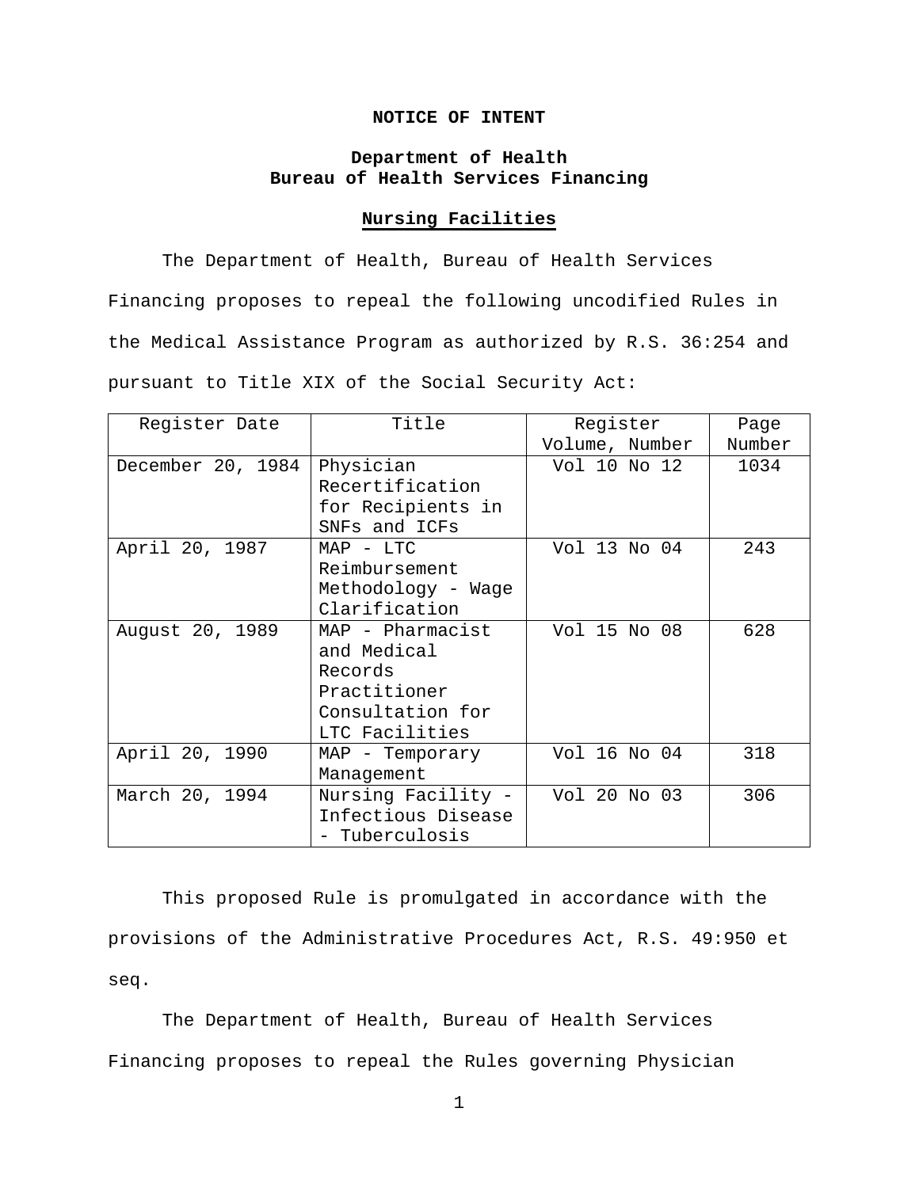**NOTICE OF INTENT**

**Department of Health**
**Bureau of Health Services Financing**

**Nursing Facilities**

The Department of Health, Bureau of Health Services Financing proposes to repeal the following uncodified Rules in the Medical Assistance Program as authorized by R.S. 36:254 and pursuant to Title XIX of the Social Security Act:

| Register Date | Title | Register Volume, Number | Page Number |
| --- | --- | --- | --- |
| December 20, 1984 | Physician Recertification for Recipients in SNFs and ICFs | Vol 10 No 12 | 1034 |
| April 20, 1987 | MAP - LTC Reimbursement Methodology - Wage Clarification | Vol 13 No 04 | 243 |
| August 20, 1989 | MAP - Pharmacist and Medical Records Practitioner Consultation for LTC Facilities | Vol 15 No 08 | 628 |
| April 20, 1990 | MAP - Temporary Management | Vol 16 No 04 | 318 |
| March 20, 1994 | Nursing Facility - Infectious Disease - Tuberculosis | Vol 20 No 03 | 306 |

This proposed Rule is promulgated in accordance with the provisions of the Administrative Procedures Act, R.S. 49:950 et seq.

The Department of Health, Bureau of Health Services Financing proposes to repeal the Rules governing Physician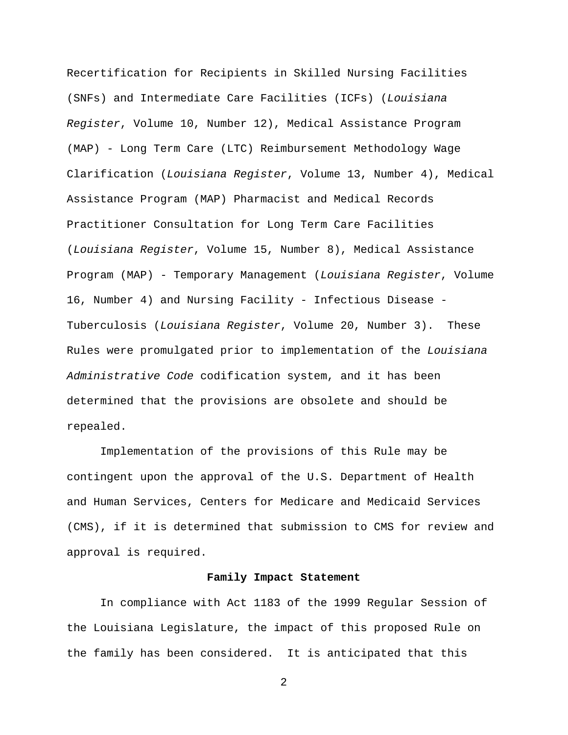Recertification for Recipients in Skilled Nursing Facilities (SNFs) and Intermediate Care Facilities (ICFs) (*Louisiana Register*, Volume 10, Number 12), Medical Assistance Program (MAP) - Long Term Care (LTC) Reimbursement Methodology Wage Clarification (*Louisiana Register*, Volume 13, Number 4), Medical Assistance Program (MAP) Pharmacist and Medical Records Practitioner Consultation for Long Term Care Facilities (*Louisiana Register*, Volume 15, Number 8), Medical Assistance Program (MAP) - Temporary Management (*Louisiana Register*, Volume 16, Number 4) and Nursing Facility - Infectious Disease - Tuberculosis (*Louisiana Register*, Volume 20, Number 3). These Rules were promulgated prior to implementation of the *Louisiana Administrative Code* codification system, and it has been determined that the provisions are obsolete and should be repealed.

Implementation of the provisions of this Rule may be contingent upon the approval of the U.S. Department of Health and Human Services, Centers for Medicare and Medicaid Services (CMS), if it is determined that submission to CMS for review and approval is required.

**Family Impact Statement**

In compliance with Act 1183 of the 1999 Regular Session of the Louisiana Legislature, the impact of this proposed Rule on the family has been considered. It is anticipated that this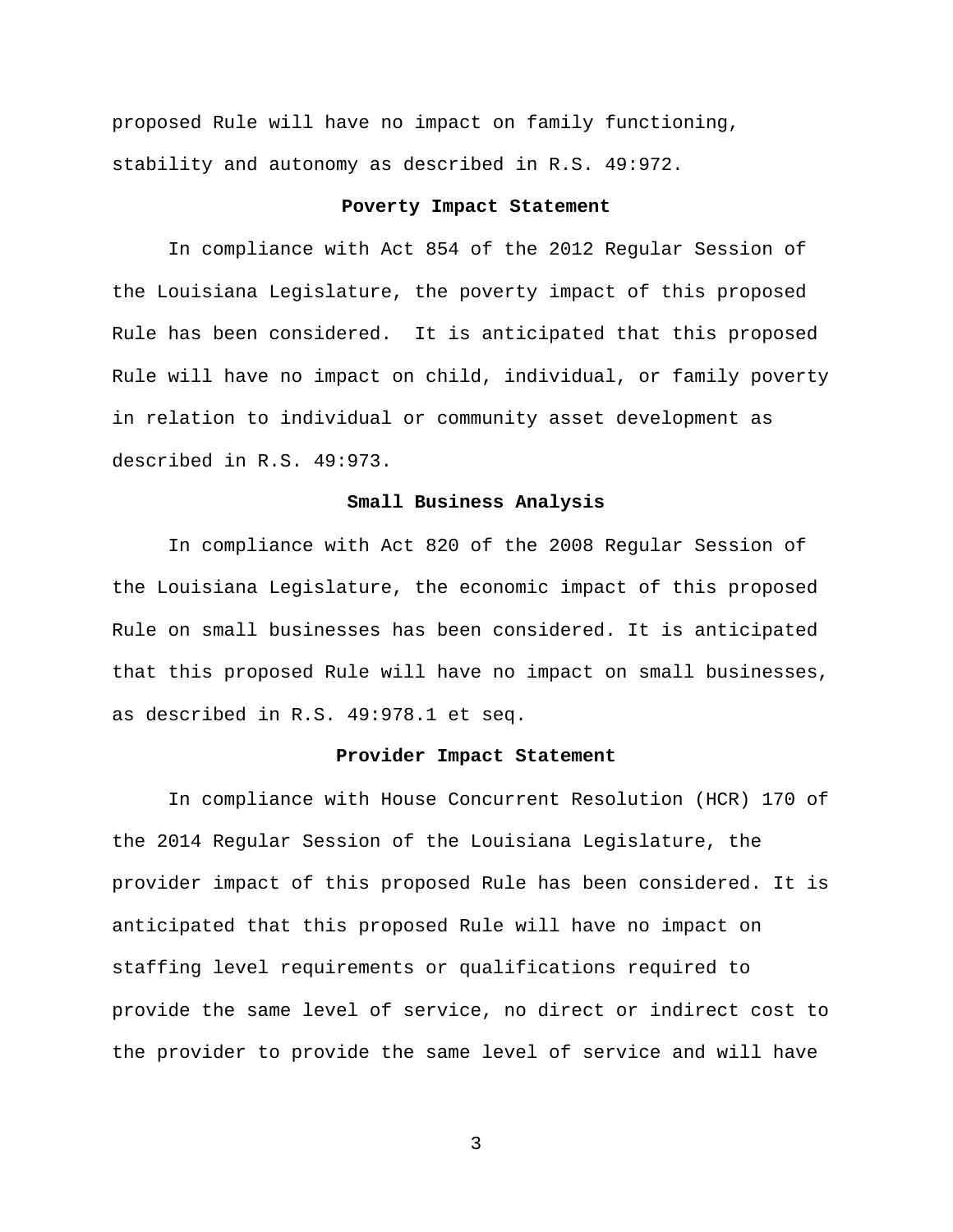proposed Rule will have no impact on family functioning, stability and autonomy as described in R.S. 49:972.

**Poverty Impact Statement**

In compliance with Act 854 of the 2012 Regular Session of the Louisiana Legislature, the poverty impact of this proposed Rule has been considered. It is anticipated that this proposed Rule will have no impact on child, individual, or family poverty in relation to individual or community asset development as described in R.S. 49:973.

**Small Business Analysis**

In compliance with Act 820 of the 2008 Regular Session of the Louisiana Legislature, the economic impact of this proposed Rule on small businesses has been considered. It is anticipated that this proposed Rule will have no impact on small businesses, as described in R.S. 49:978.1 et seq.

**Provider Impact Statement**

In compliance with House Concurrent Resolution (HCR) 170 of the 2014 Regular Session of the Louisiana Legislature, the provider impact of this proposed Rule has been considered. It is anticipated that this proposed Rule will have no impact on staffing level requirements or qualifications required to provide the same level of service, no direct or indirect cost to the provider to provide the same level of service and will have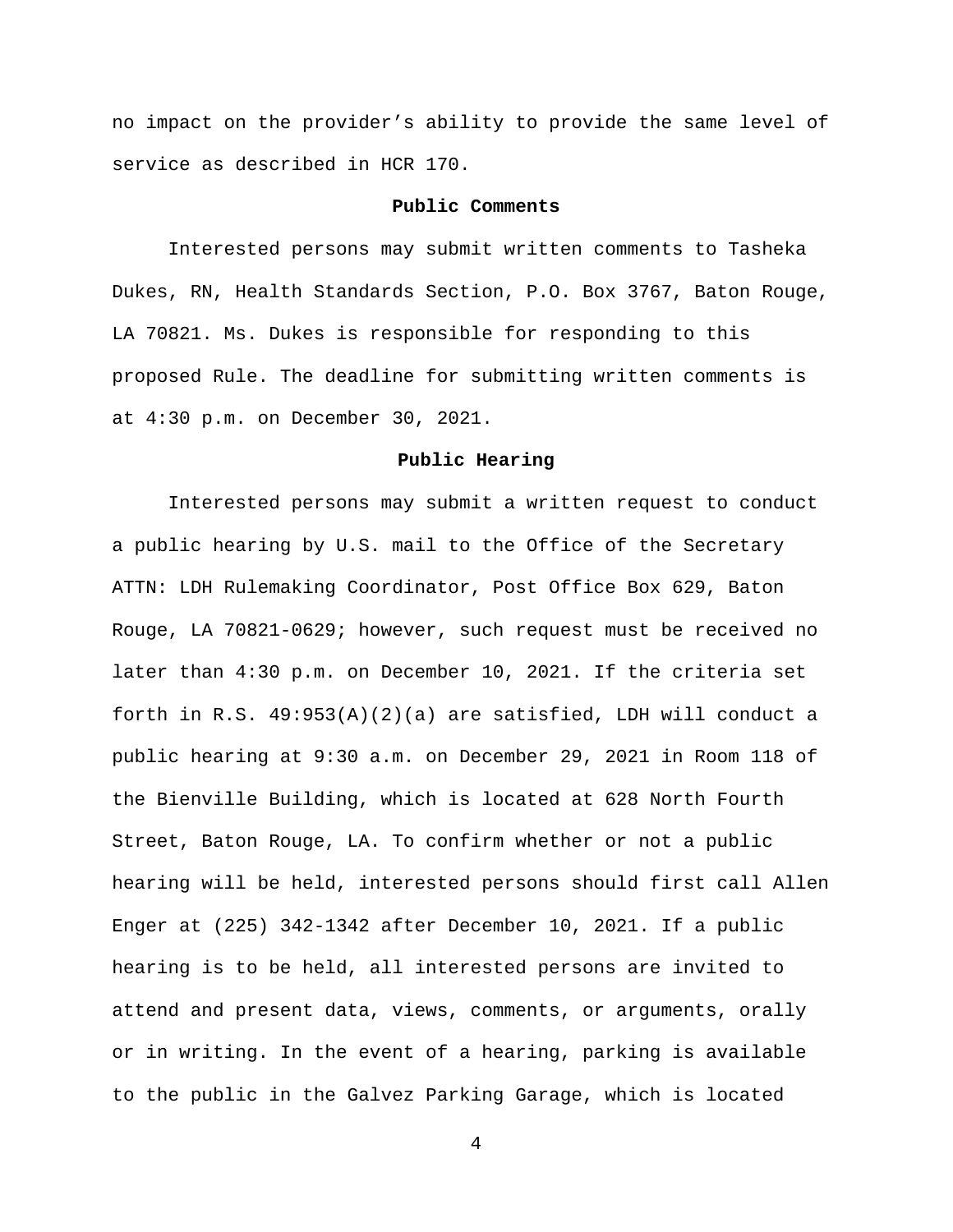no impact on the provider’s ability to provide the same level of service as described in HCR 170.

**Public Comments**

Interested persons may submit written comments to Tasheka Dukes, RN, Health Standards Section, P.O. Box 3767, Baton Rouge, LA 70821. Ms. Dukes is responsible for responding to this proposed Rule. The deadline for submitting written comments is at 4:30 p.m. on December 30, 2021.

**Public Hearing**

Interested persons may submit a written request to conduct a public hearing by U.S. mail to the Office of the Secretary ATTN: LDH Rulemaking Coordinator, Post Office Box 629, Baton Rouge, LA 70821-0629; however, such request must be received no later than 4:30 p.m. on December 10, 2021. If the criteria set forth in R.S. 49:953(A)(2)(a) are satisfied, LDH will conduct a public hearing at 9:30 a.m. on December 29, 2021 in Room 118 of the Bienville Building, which is located at 628 North Fourth Street, Baton Rouge, LA. To confirm whether or not a public hearing will be held, interested persons should first call Allen Enger at (225) 342-1342 after December 10, 2021. If a public hearing is to be held, all interested persons are invited to attend and present data, views, comments, or arguments, orally or in writing. In the event of a hearing, parking is available to the public in the Galvez Parking Garage, which is located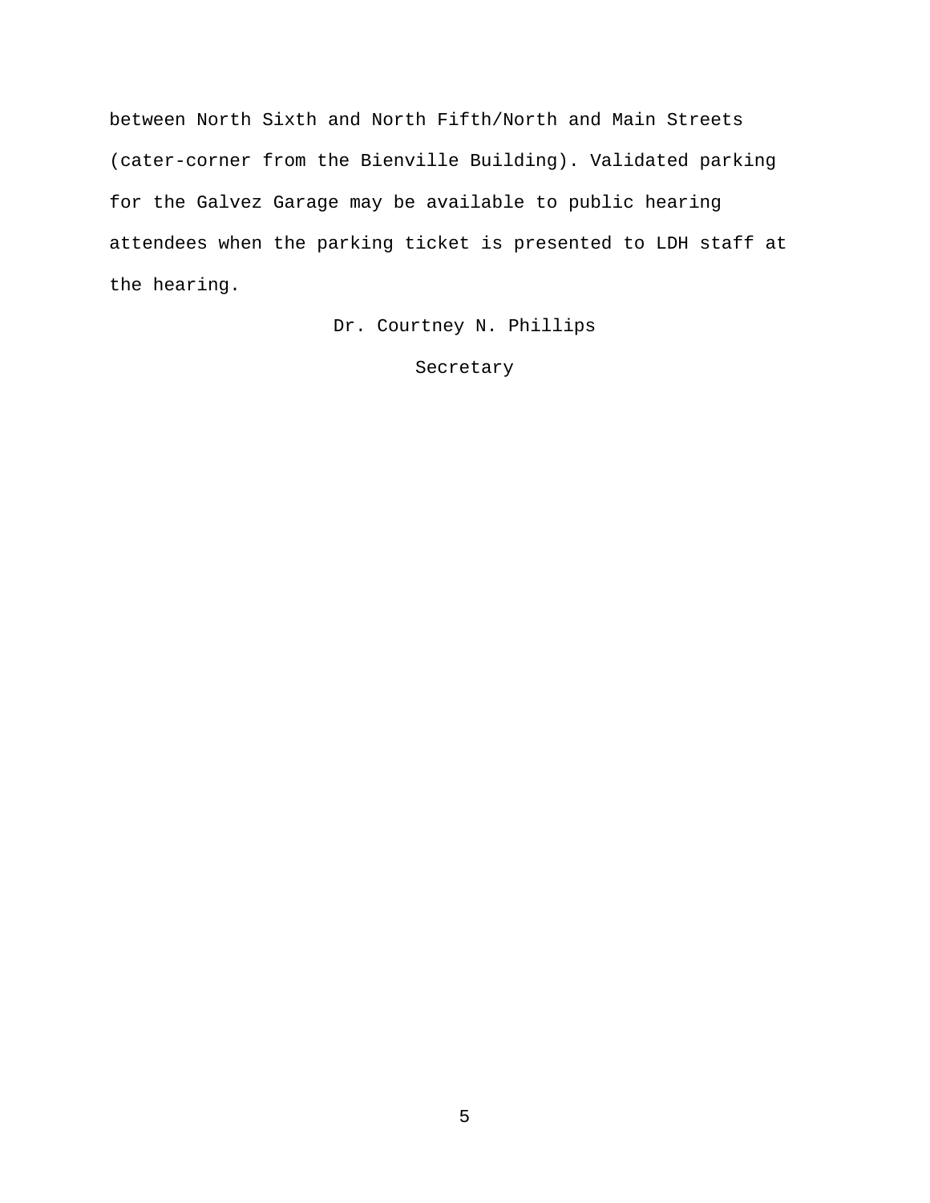between North Sixth and North Fifth/North and Main Streets (cater-corner from the Bienville Building). Validated parking for the Galvez Garage may be available to public hearing attendees when the parking ticket is presented to LDH staff at the hearing.

Dr. Courtney N. Phillips

Secretary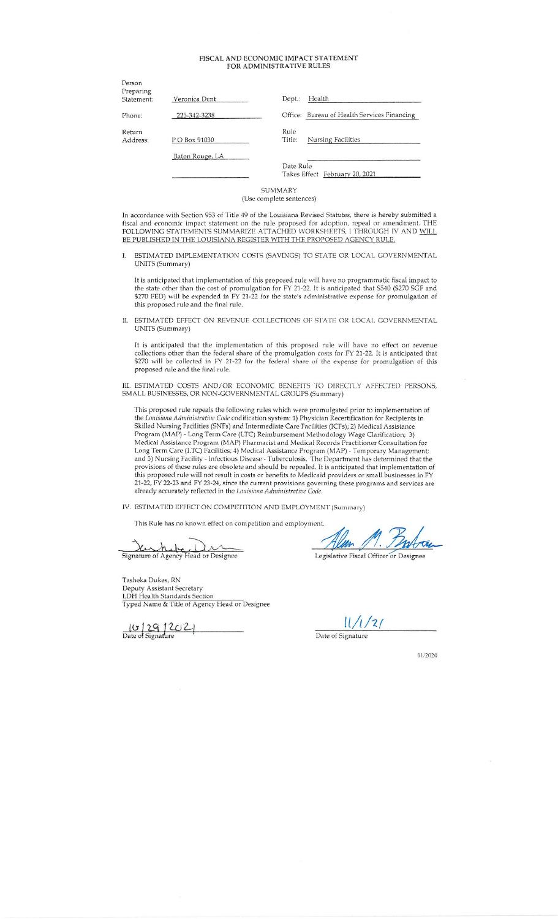# FISCAL AND ECONOMIC IMPACT STATEMENT FOR ADMINISTRATIVE RULES

| | | | |
|---|---|---|---|
| Person Preparing Statement: | Veronica Dent | Dept.: | Health |
| Phone: | 225-342-3238 | Office: | Bureau of Health Services Financing |
| Return Address: | P O Box 91030 | Rule Title: | Nursing Facilities |
| | Baton Rouge, LA | | |
| | | Date Rule Takes Effect | February 20, 2021 |

## SUMMARY
(Use complete sentences)

In accordance with Section 953 of Title 49 of the Louisiana Revised Statutes, there is hereby submitted a fiscal and economic impact statement on the rule proposed for adoption, repeal or amendment. THE FOLLOWING STATEMENTS SUMMARIZE ATTACHED WORKSHEETS, I THROUGH IV AND WILL BE PUBLISHED IN THE LOUISIANA REGISTER WITH THE PROPOSED AGENCY RULE.

I. ESTIMATED IMPLEMENTATION COSTS (SAVINGS) TO STATE OR LOCAL GOVERNMENTAL UNITS (Summary)

It is anticipated that implementation of this proposed rule will have no programmatic fiscal impact to the state other than the cost of promulgation for FY 21-22. It is anticipated that $540 ($270 SGF and $270 FED) will be expended in FY 21-22 for the state's administrative expense for promulgation of this proposed rule and the final rule.

II. ESTIMATED EFFECT ON REVENUE COLLECTIONS OF STATE OR LOCAL GOVERNMENTAL UNITS (Summary)

It is anticipated that the implementation of this proposed rule will have no effect on revenue collections other than the federal share of the promulgation costs for FY 21-22. It is anticipated that $270 will be collected in FY 21-22 for the federal share of the expense for promulgation of this proposed rule and the final rule.

III. ESTIMATED COSTS AND/OR ECONOMIC BENEFITS TO DIRECTLY AFFECTED PERSONS, SMALL BUSINESSES, OR NON-GOVERNMENTAL GROUPS (Summary)

This proposed rule repeals the following rules which were promulgated prior to implementation of the *Louisiana Administrative Code* codification system: 1) Physician Recertification for Recipients in Skilled Nursing Facilities (SNFs) and Intermediate Care Facilities (ICFs); 2) Medical Assistance Program (MAP) - Long Term Care (LTC) Reimbursement Methodology Wage Clarification; 3) Medical Assistance Program (MAP) Pharmacist and Medical Records Practitioner Consultation for Long Term Care (LTC) Facilities; 4) Medical Assistance Program (MAP) - Temporary Management; and 5) Nursing Facility - Infectious Disease - Tuberculosis. The Department has determined that the provisions of these rules are obsolete and should be repealed. It is anticipated that implementation of this proposed rule will not result in costs or benefits to Medicaid providers or small businesses in FY 21-22, FY 22-23 and FY 23-24, since the current provisions governing these programs and services are already accurately reflected in the *Louisiana Administrative Code*.

IV. ESTIMATED EFFECT ON COMPETITION AND EMPLOYMENT (Summary)

This Rule has no known effect on competition and employment.

| | |
|---|---|
| Signature of Agency Head or Designee | Legislative Fiscal Officer or Designee |

Tasheka Dukes, RN
Deputy Assistant Secretary
LDH Health Standards Section
Typed Name & Title of Agency Head or Designee

| | |
|---|---|
| 10/29/2021 | 11/1/21 |
| Date of Signature | Date of Signature |

01/2020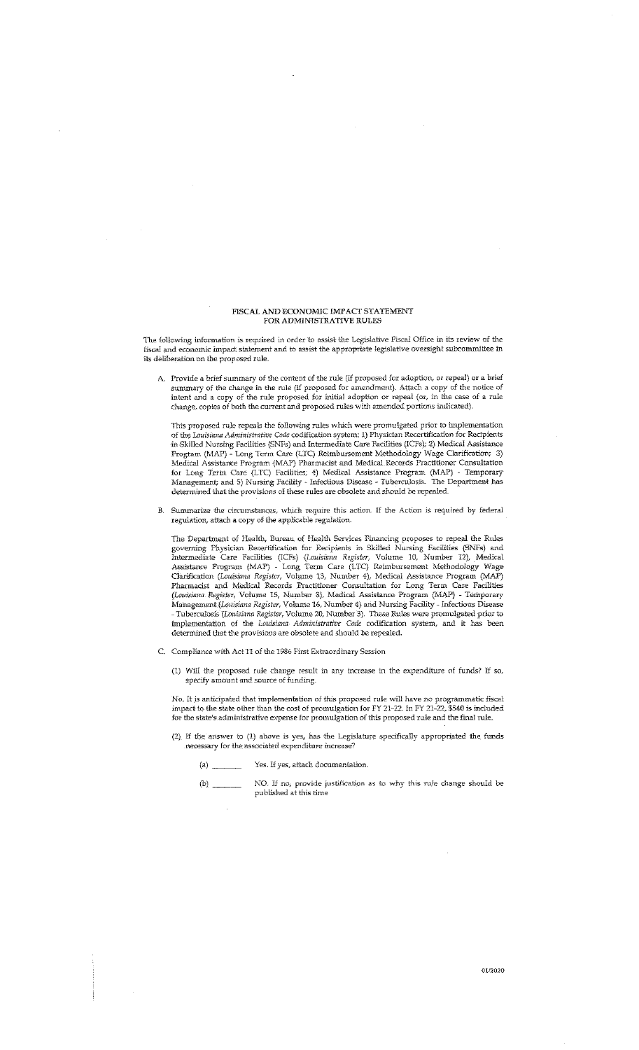## FISCAL AND ECONOMIC IMPACT STATEMENT FOR ADMINISTRATIVE RULES

The following information is required in order to assist the Legislative Fiscal Office in its review of the fiscal and economic impact statement and to assist the appropriate legislative oversight subcommittee in its deliberation on the proposed rule.

A. Provide a brief summary of the content of the rule (if proposed for adoption, or repeal) or a brief summary of the change in the rule (if proposed for amendment). Attach a copy of the notice of intent and a copy of the rule proposed for initial adoption or repeal (or, in the case of a rule change, copies of both the current and proposed rules with amended portions indicated).

   This proposed rule repeals the following rules which were promulgated prior to implementation of the *Louisiana Administrative Code* codification system: 1) Physician Recertification for Recipients in Skilled Nursing Facilities (SNFs) and Intermediate Care Facilities (ICFs); 2) Medical Assistance Program (MAP) - Long Term Care (LTC) Reimbursement Methodology Wage Clarification; 3) Medical Assistance Program (MAP) Pharmacist and Medical Records Practitioner Consultation for Long Term Care (LTC) Facilities; 4) Medical Assistance Program (MAP) - Temporary Management; and 5) Nursing Facility - Infectious Disease - Tuberculosis. The Department has determined that the provisions of these rules are obsolete and should be repealed.

B. Summarize the circumstances, which require this action. If the Action is required by federal regulation, attach a copy of the applicable regulation.

   The Department of Health, Bureau of Health Services Financing proposes to repeal the Rules governing Physician Recertification for Recipients in Skilled Nursing Facilities (SNFs) and Intermediate Care Facilities (ICFs) (*Louisiana Register*, Volume 10, Number 12), Medical Assistance Program (MAP) - Long Term Care (LTC) Reimbursement Methodology Wage Clarification (*Louisiana Register*, Volume 13, Number 4), Medical Assistance Program (MAP) Pharmacist and Medical Records Practitioner Consultation for Long Term Care Facilities (*Louisiana Register*, Volume 15, Number 8), Medical Assistance Program (MAP) - Temporary Management (*Louisiana Register*, Volume 16, Number 4) and Nursing Facility - Infectious Disease - Tuberculosis (*Louisiana Register*, Volume 20, Number 3). These Rules were promulgated prior to implementation of the *Louisiana Administrative Code* codification system, and it has been determined that the provisions are obsolete and should be repealed.

C. Compliance with Act 11 of the 1986 First Extraordinary Session

   (1) Will the proposed rule change result in any increase in the expenditure of funds? If so, specify amount and source of funding.

   No. It is anticipated that implementation of this proposed rule will have no programmatic fiscal impact to the state other than the cost of promulgation for FY 21-22. In FY 21-22, $540 is included for the state's administrative expense for promulgation of this proposed rule and the final rule.

   (2) If the answer to (1) above is yes, has the Legislature specifically appropriated the funds necessary for the associated expenditure increase?

      (a) ________ Yes. If yes, attach documentation.

      (b) ________ NO. If no, provide justification as to why this rule change should be published at this time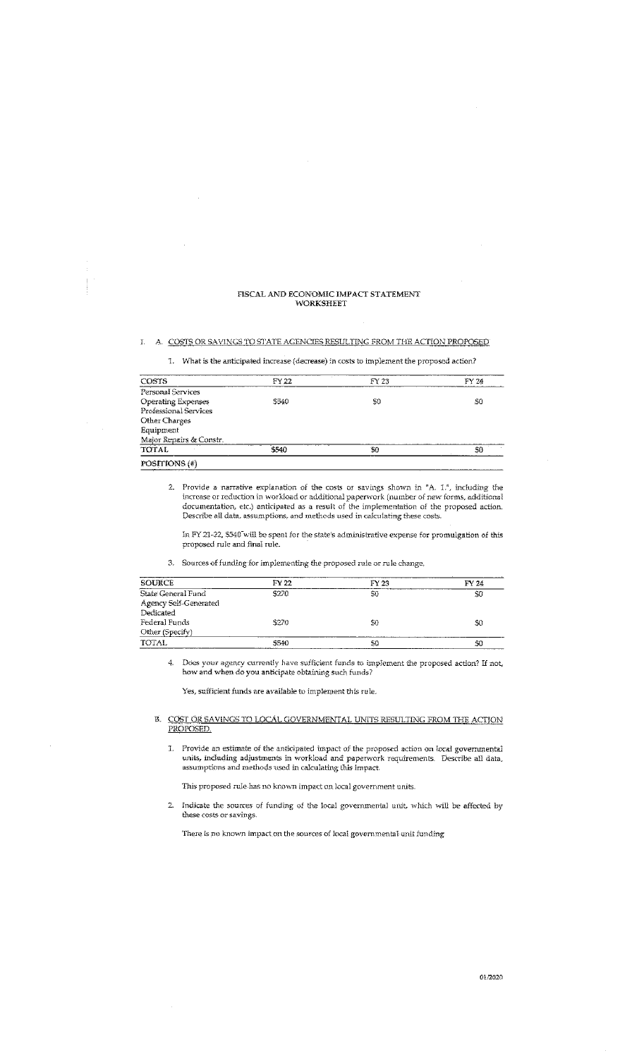# FISCAL AND ECONOMIC IMPACT STATEMENT WORKSHEET

## I. A. COSTS OR SAVINGS TO STATE AGENCIES RESULTING FROM THE ACTION PROPOSED

1. What is the anticipated increase (decrease) in costs to implement the proposed action?

| COSTS | FY 22 | FY 23 | FY 24 |
|---|---|---|---|
| Personal Services | | | |
| Operating Expenses | $540 | $0 | $0 |
| Professional Services | | | |
| Other Charges | | | |
| Equipment | | | |
| Major Repairs & Constr. | | | |
| TOTAL | $540 | $0 | $0 |
| POSITIONS (#) | | | |

2. Provide a narrative explanation of the costs or savings shown in "A. 1.", including the increase or reduction in workload or additional paperwork (number of new forms, additional documentation, etc.) anticipated as a result of the implementation of the proposed action. Describe all data, assumptions, and methods used in calculating these costs.

   In FY 21-22, $540 will be spent for the state's administrative expense for promulgation of this proposed rule and final rule.

3. Sources of funding for implementing the proposed rule or rule change.

| SOURCE | FY 22 | FY 23 | FY 24 |
|---|---|---|---|
| State General Fund | $270 | $0 | $0 |
| Agency Self-Generated | | | |
| Dedicated | | | |
| Federal Funds | $270 | $0 | $0 |
| Other (Specify) | | | |
| TOTAL | $540 | $0 | $0 |

4. Does your agency currently have sufficient funds to implement the proposed action? If not, how and when do you anticipate obtaining such funds?

   Yes, sufficient funds are available to implement this rule.

## B. COST OR SAVINGS TO LOCAL GOVERNMENTAL UNITS RESULTING FROM THE ACTION PROPOSED.

1. Provide an estimate of the anticipated impact of the proposed action on local governmental units, including adjustments in workload and paperwork requirements. Describe all data, assumptions and methods used in calculating this impact.

   This proposed rule has no known impact on local government units.

2. Indicate the sources of funding of the local governmental unit, which will be affected by these costs or savings.

   There is no known impact on the sources of local governmental unit funding.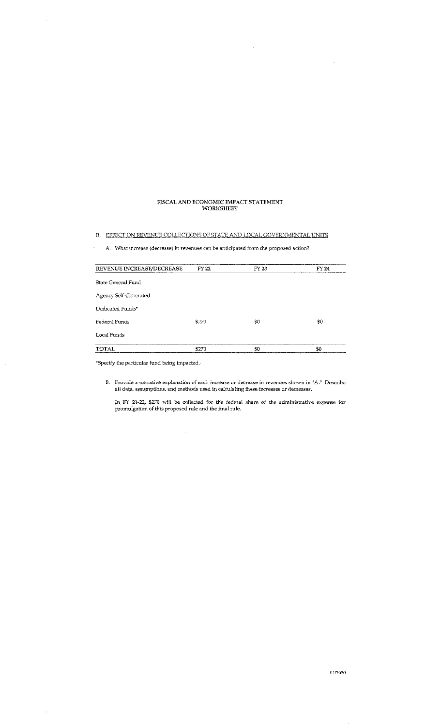# FISCAL AND ECONOMIC IMPACT STATEMENT WORKSHEET

## II. EFFECT ON REVENUE COLLECTIONS OF STATE AND LOCAL GOVERNMENTAL UNITS

A. What increase (decrease) in revenues can be anticipated from the proposed action?

| REVENUE INCREASE/DECREASE | FY 22 | FY 23 | FY 24 |
|---|---|---|---|
| State General Fund | | | |
| Agency Self-Generated | | | |
| Dedicated Funds* | | | |
| Federal Funds | $270 | $0 | $0 |
| Local Funds | | | |
| TOTAL | $270 | $0 | $0 |

*Specify the particular fund being impacted.

B. Provide a narrative explanation of each increase or decrease in revenues shown in "A." Describe all data, assumptions, and methods used in calculating these increases or decreases.

In FY 21-22, $270 will be collected for the federal share of the administrative expense for promulgation of this proposed rule and the final rule.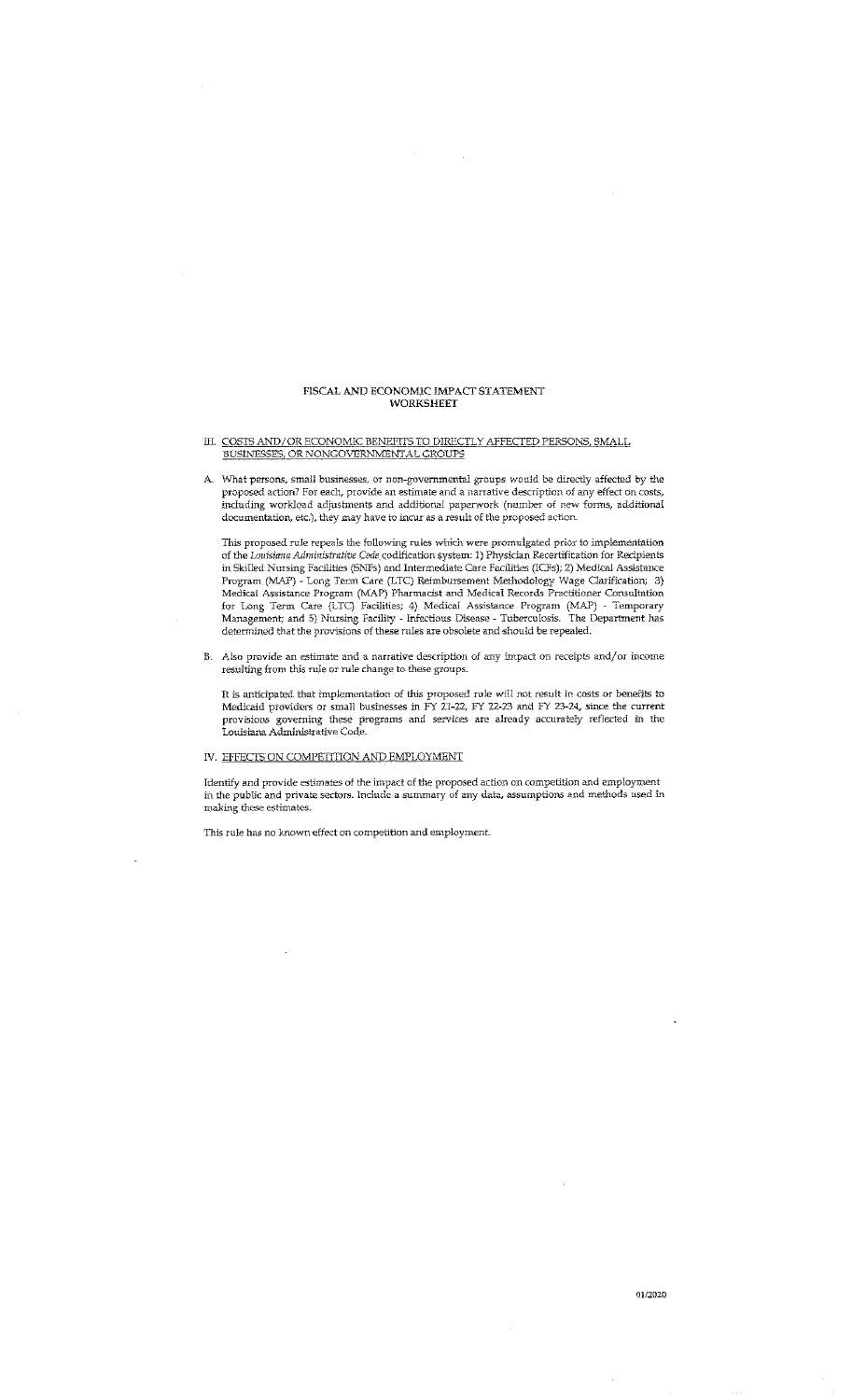## FISCAL AND ECONOMIC IMPACT STATEMENT
## WORKSHEET

### III. COSTS AND/OR ECONOMIC BENEFITS TO DIRECTLY AFFECTED PERSONS, SMALL BUSINESSES, OR NONGOVERNMENTAL GROUPS

A. What persons, small businesses, or non-governmental groups would be directly affected by the proposed action? For each, provide an estimate and a narrative description of any effect on costs, including workload adjustments and additional paperwork (number of new forms, additional documentation, etc.), they may have to incur as a result of the proposed action.

This proposed rule repeals the following rules which were promulgated prior to implementation of the *Louisiana Administrative Code* codification system: 1) Physician Recertification for Recipients in Skilled Nursing Facilities (SNFs) and Intermediate Care Facilities (ICFs); 2) Medical Assistance Program (MAP) - Long Term Care (LTC) Reimbursement Methodology Wage Clarification; 3) Medical Assistance Program (MAP) Pharmacist and Medical Records Practitioner Consultation for Long Term Care (LTC) Facilities; 4) Medical Assistance Program (MAP) - Temporary Management; and 5) Nursing Facility - Infectious Disease - Tuberculosis. The Department has determined that the provisions of these rules are obsolete and should be repealed.

B. Also provide an estimate and a narrative description of any impact on receipts and/or income resulting from this rule or rule change to these groups.

It is anticipated that implementation of this proposed rule will not result in costs or benefits to Medicaid providers or small businesses in FY 21-22, FY 22-23 and FY 23-24, since the current provisions governing these programs and services are already accurately reflected in the Louisiana Administrative Code.

### IV. EFFECTS ON COMPETITION AND EMPLOYMENT

Identify and provide estimates of the impact of the proposed action on competition and employment in the public and private sectors. Include a summary of any data, assumptions and methods used in making these estimates.

This rule has no known effect on competition and employment.

01/2020